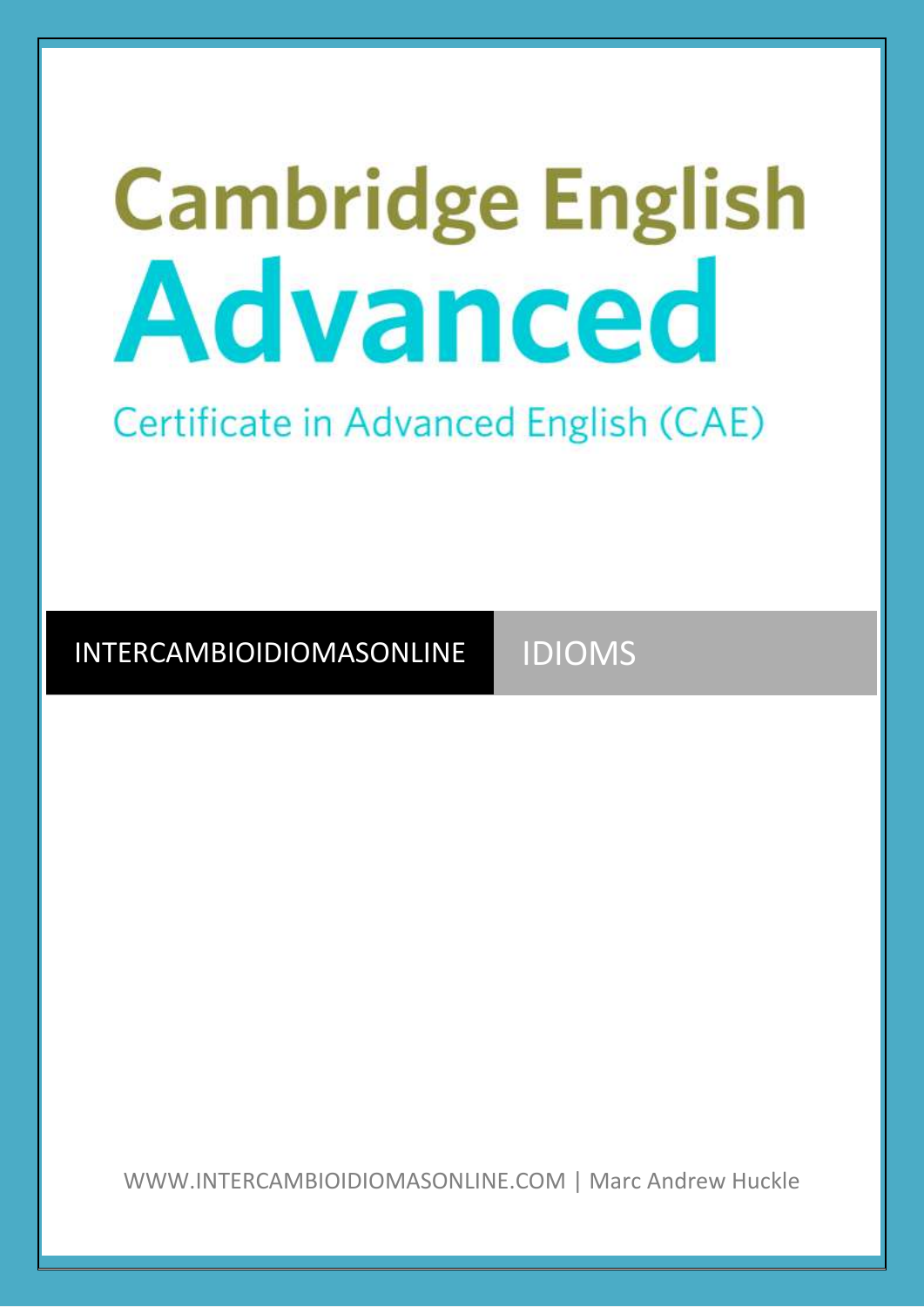# Cambridge English
# Advanced

Certificate in Advanced English (CAE)

INTERCAMBIOIDIOMASONLINE | IDIOMS

WWW.INTERCAMBIOIDIOMASONLINE.COM | Marc Andrew Huckle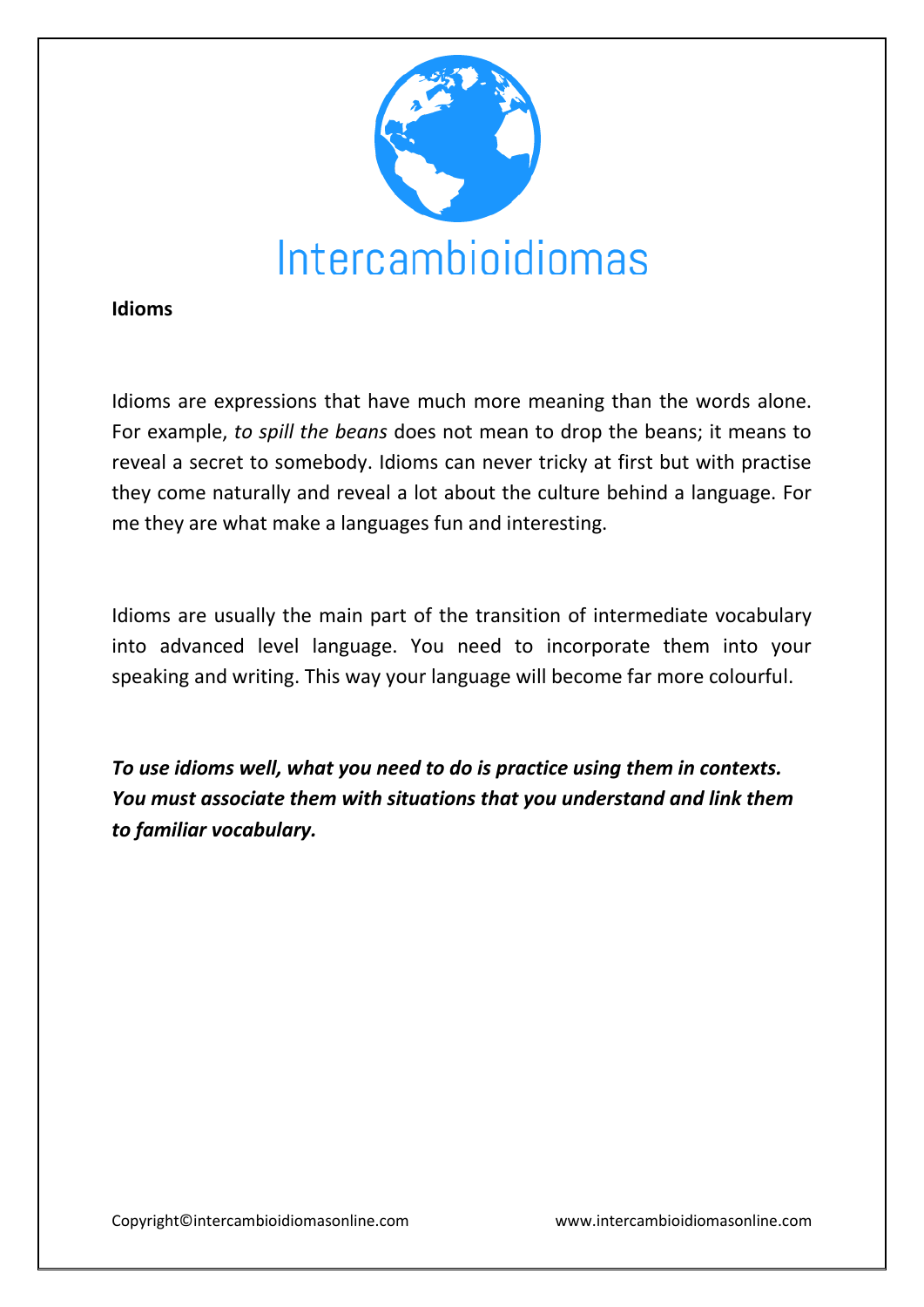Intercambioidiomas

**Idioms**

Idioms are expressions that have much more meaning than the words alone. For example, *to spill the beans* does not mean to drop the beans; it means to reveal a secret to somebody. Idioms can never tricky at first but with practise they come naturally and reveal a lot about the culture behind a language. For me they are what make a languages fun and interesting.

Idioms are usually the main part of the transition of intermediate vocabulary into advanced level language. You need to incorporate them into your speaking and writing. This way your language will become far more colourful.

***To use idioms well, what you need to do is practice using them in contexts. You must associate them with situations that you understand and link them to familiar vocabulary.***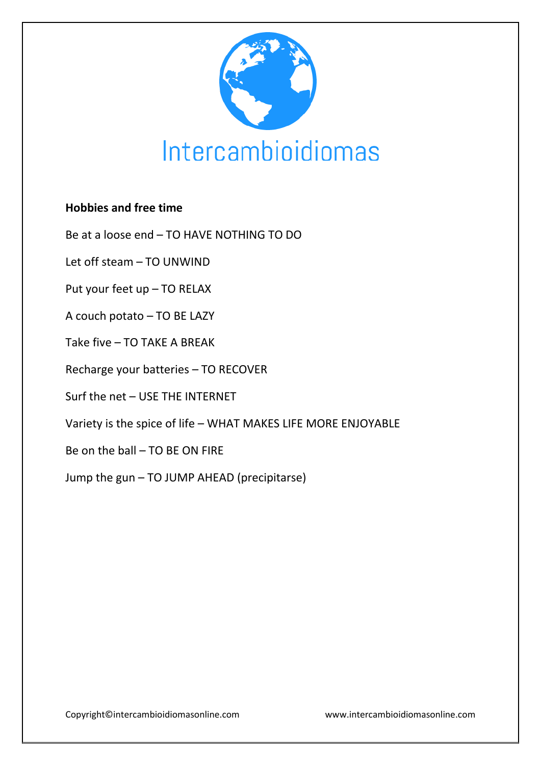Intercambioidiomas

**Hobbies and free time**

Be at a loose end – TO HAVE NOTHING TO DO

Let off steam – TO UNWIND

Put your feet up – TO RELAX

A couch potato – TO BE LAZY

Take five – TO TAKE A BREAK

Recharge your batteries – TO RECOVER

Surf the net – USE THE INTERNET

Variety is the spice of life – WHAT MAKES LIFE MORE ENJOYABLE

Be on the ball – TO BE ON FIRE

Jump the gun – TO JUMP AHEAD (precipitarse)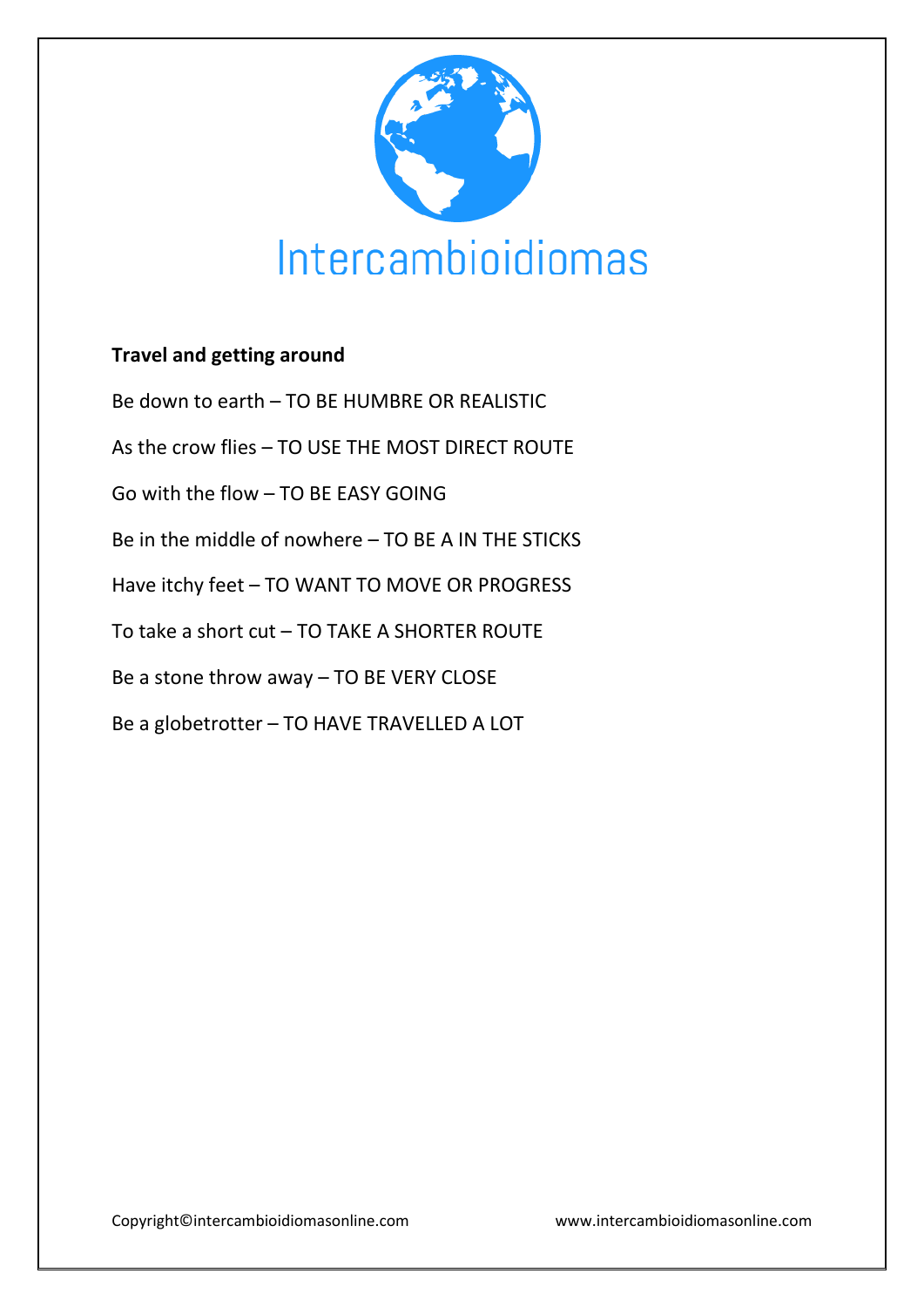Intercambioidiomas

**Travel and getting around**

Be down to earth – TO BE HUMBRE OR REALISTIC

As the crow flies – TO USE THE MOST DIRECT ROUTE

Go with the flow – TO BE EASY GOING

Be in the middle of nowhere – TO BE A IN THE STICKS

Have itchy feet – TO WANT TO MOVE OR PROGRESS

To take a short cut – TO TAKE A SHORTER ROUTE

Be a stone throw away – TO BE VERY CLOSE

Be a globetrotter – TO HAVE TRAVELLED A LOT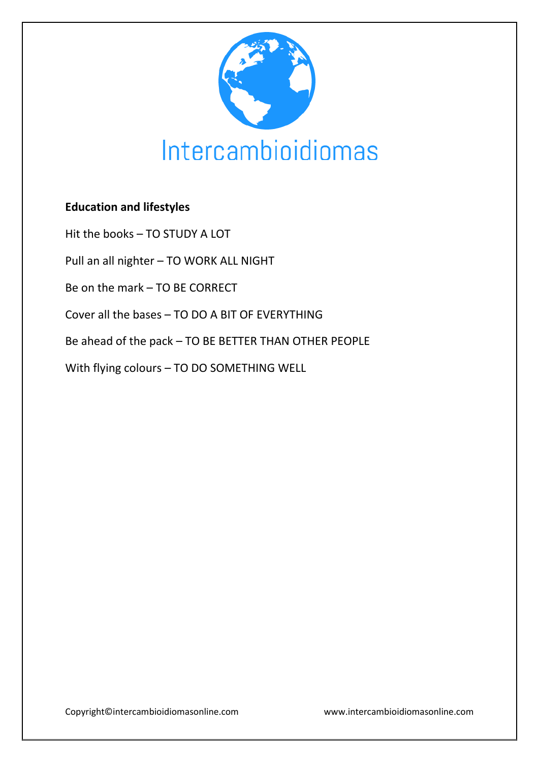Intercambioidiomas

**Education and lifestyles**

Hit the books – TO STUDY A LOT

Pull an all nighter – TO WORK ALL NIGHT

Be on the mark – TO BE CORRECT

Cover all the bases – TO DO A BIT OF EVERYTHING

Be ahead of the pack – TO BE BETTER THAN OTHER PEOPLE

With flying colours – TO DO SOMETHING WELL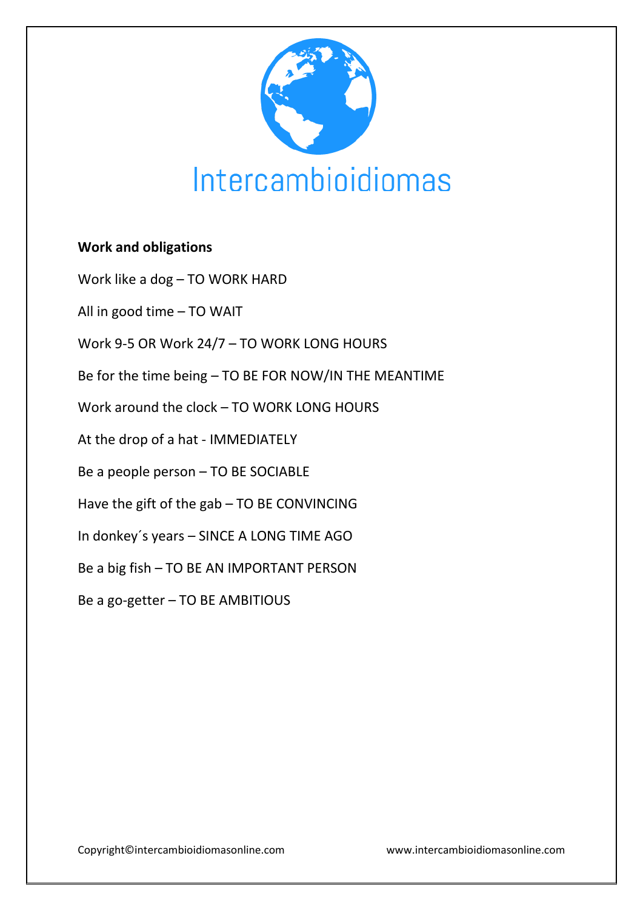Intercambioidiomas

**Work and obligations**

Work like a dog – TO WORK HARD

All in good time – TO WAIT

Work 9-5 OR Work 24/7 – TO WORK LONG HOURS

Be for the time being – TO BE FOR NOW/IN THE MEANTIME

Work around the clock – TO WORK LONG HOURS

At the drop of a hat - IMMEDIATELY

Be a people person – TO BE SOCIABLE

Have the gift of the gab – TO BE CONVINCING

In donkey´s years – SINCE A LONG TIME AGO

Be a big fish – TO BE AN IMPORTANT PERSON

Be a go-getter – TO BE AMBITIOUS

Copyright©intercambioidiomasonline.com www.intercambioidiomasonline.com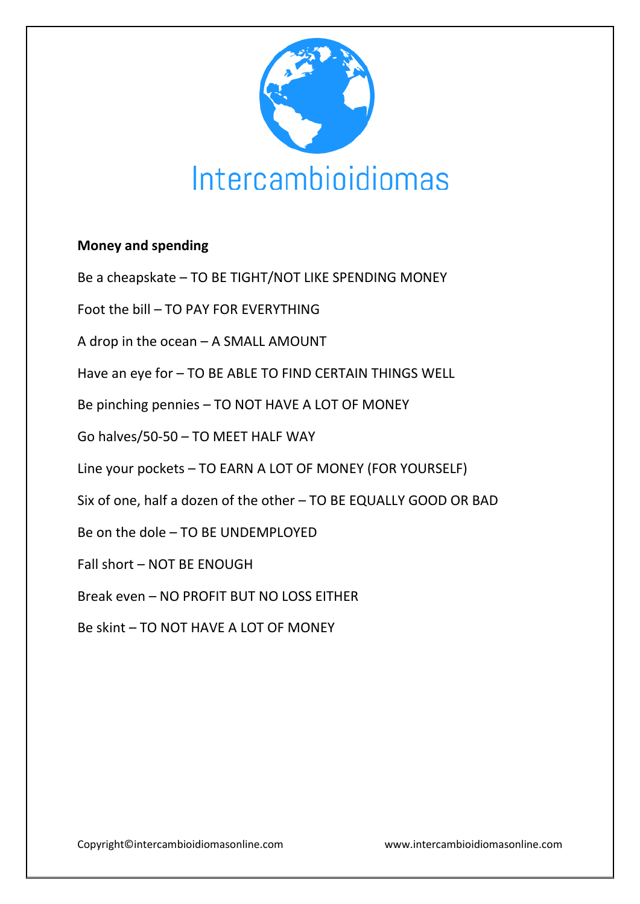Intercambioidiomas

**Money and spending**

Be a cheapskate – TO BE TIGHT/NOT LIKE SPENDING MONEY

Foot the bill – TO PAY FOR EVERYTHING

A drop in the ocean – A SMALL AMOUNT

Have an eye for – TO BE ABLE TO FIND CERTAIN THINGS WELL

Be pinching pennies – TO NOT HAVE A LOT OF MONEY

Go halves/50-50 – TO MEET HALF WAY

Line your pockets – TO EARN A LOT OF MONEY (FOR YOURSELF)

Six of one, half a dozen of the other – TO BE EQUALLY GOOD OR BAD

Be on the dole – TO BE UNDEMPLOYED

Fall short – NOT BE ENOUGH

Break even – NO PROFIT BUT NO LOSS EITHER

Be skint – TO NOT HAVE A LOT OF MONEY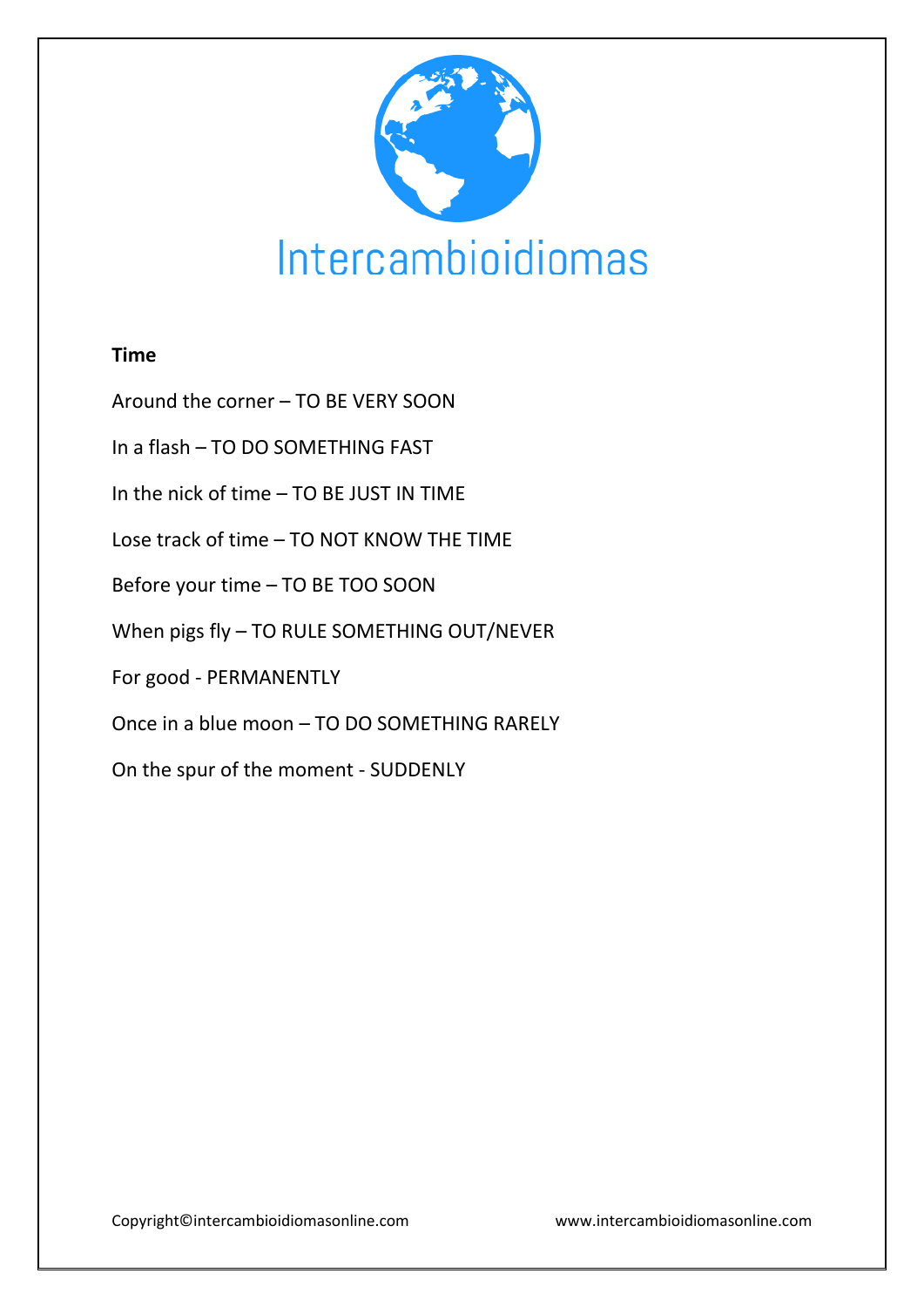Intercambioidiomas

**Time**

Around the corner – TO BE VERY SOON

In a flash – TO DO SOMETHING FAST

In the nick of time – TO BE JUST IN TIME

Lose track of time – TO NOT KNOW THE TIME

Before your time – TO BE TOO SOON

When pigs fly – TO RULE SOMETHING OUT/NEVER

For good - PERMANENTLY

Once in a blue moon – TO DO SOMETHING RARELY

On the spur of the moment - SUDDENLY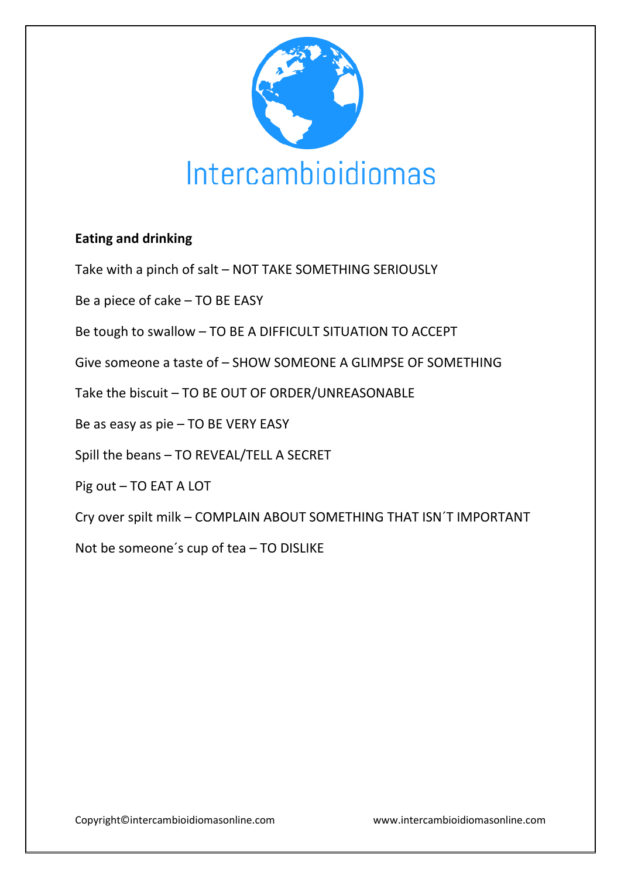Intercambioidiomas

**Eating and drinking**

Take with a pinch of salt – NOT TAKE SOMETHING SERIOUSLY

Be a piece of cake – TO BE EASY

Be tough to swallow – TO BE A DIFFICULT SITUATION TO ACCEPT

Give someone a taste of – SHOW SOMEONE A GLIMPSE OF SOMETHING

Take the biscuit – TO BE OUT OF ORDER/UNREASONABLE

Be as easy as pie – TO BE VERY EASY

Spill the beans – TO REVEAL/TELL A SECRET

Pig out – TO EAT A LOT

Cry over spilt milk – COMPLAIN ABOUT SOMETHING THAT ISN´T IMPORTANT

Not be someone´s cup of tea – TO DISLIKE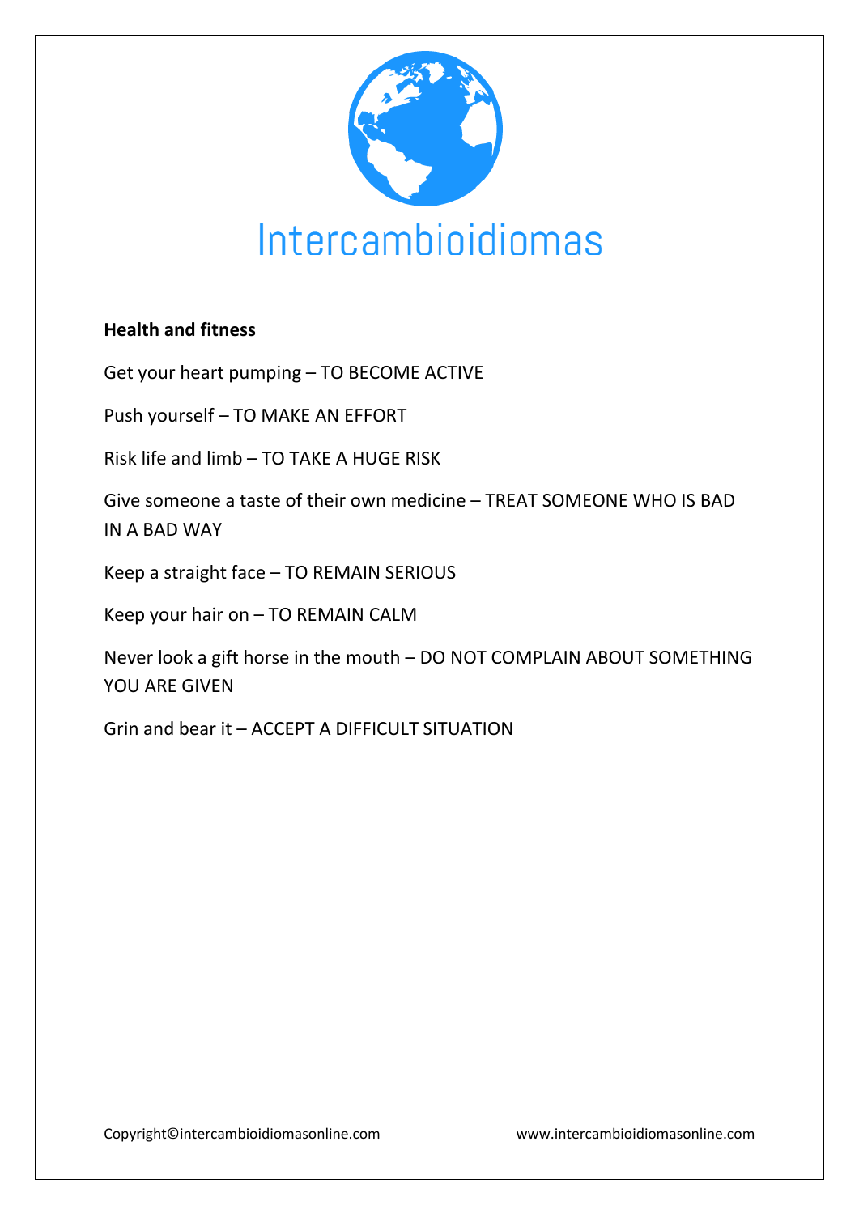Intercambioidiomas

**Health and fitness**

Get your heart pumping – TO BECOME ACTIVE

Push yourself – TO MAKE AN EFFORT

Risk life and limb – TO TAKE A HUGE RISK

Give someone a taste of their own medicine – TREAT SOMEONE WHO IS BAD IN A BAD WAY

Keep a straight face – TO REMAIN SERIOUS

Keep your hair on – TO REMAIN CALM

Never look a gift horse in the mouth – DO NOT COMPLAIN ABOUT SOMETHING YOU ARE GIVEN

Grin and bear it – ACCEPT A DIFFICULT SITUATION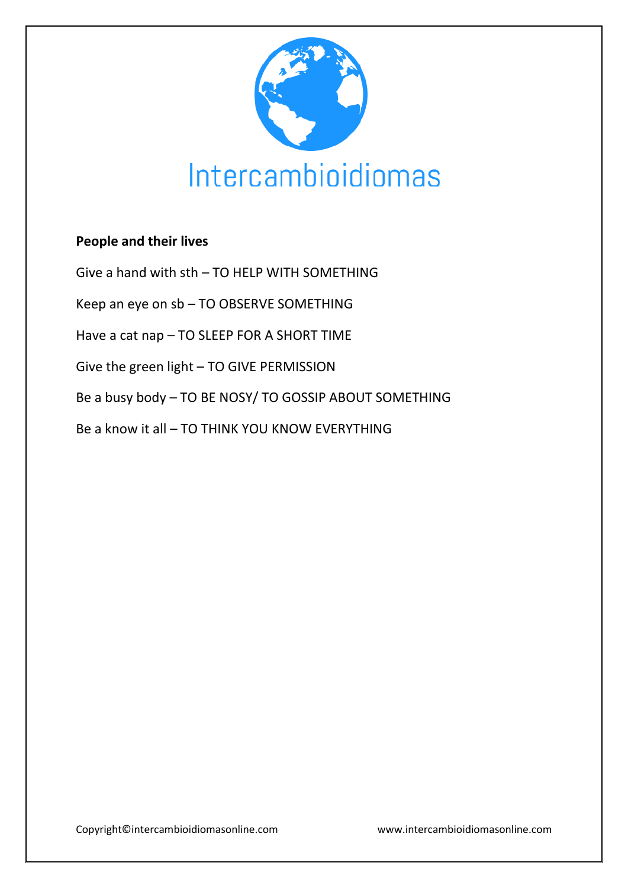Intercambioidiomas

**People and their lives**

Give a hand with sth – TO HELP WITH SOMETHING

Keep an eye on sb – TO OBSERVE SOMETHING

Have a cat nap – TO SLEEP FOR A SHORT TIME

Give the green light – TO GIVE PERMISSION

Be a busy body – TO BE NOSY/ TO GOSSIP ABOUT SOMETHING

Be a know it all – TO THINK YOU KNOW EVERYTHING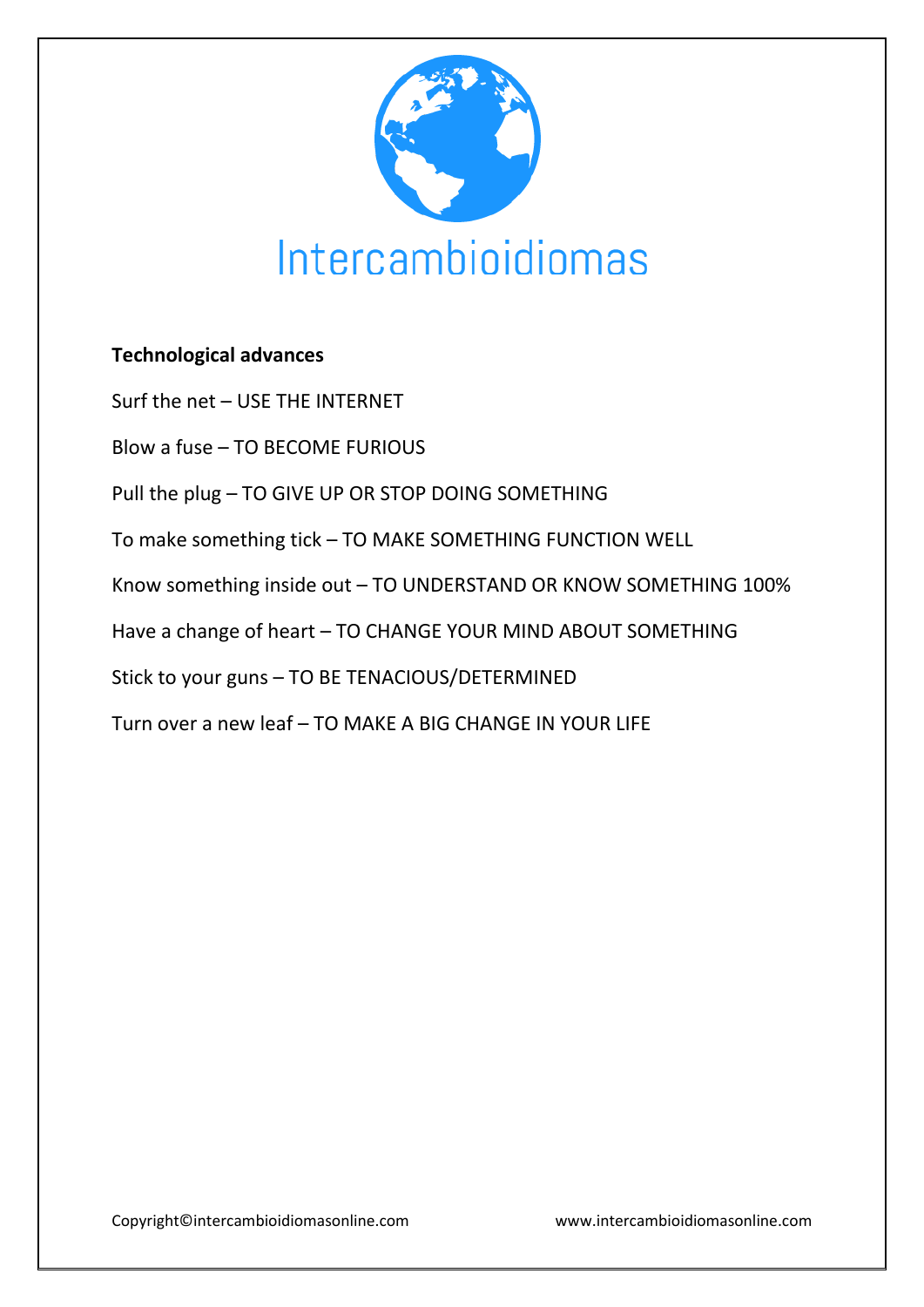Intercambioidiomas

**Technological advances**

Surf the net – USE THE INTERNET

Blow a fuse – TO BECOME FURIOUS

Pull the plug – TO GIVE UP OR STOP DOING SOMETHING

To make something tick – TO MAKE SOMETHING FUNCTION WELL

Know something inside out – TO UNDERSTAND OR KNOW SOMETHING 100%

Have a change of heart – TO CHANGE YOUR MIND ABOUT SOMETHING

Stick to your guns – TO BE TENACIOUS/DETERMINED

Turn over a new leaf – TO MAKE A BIG CHANGE IN YOUR LIFE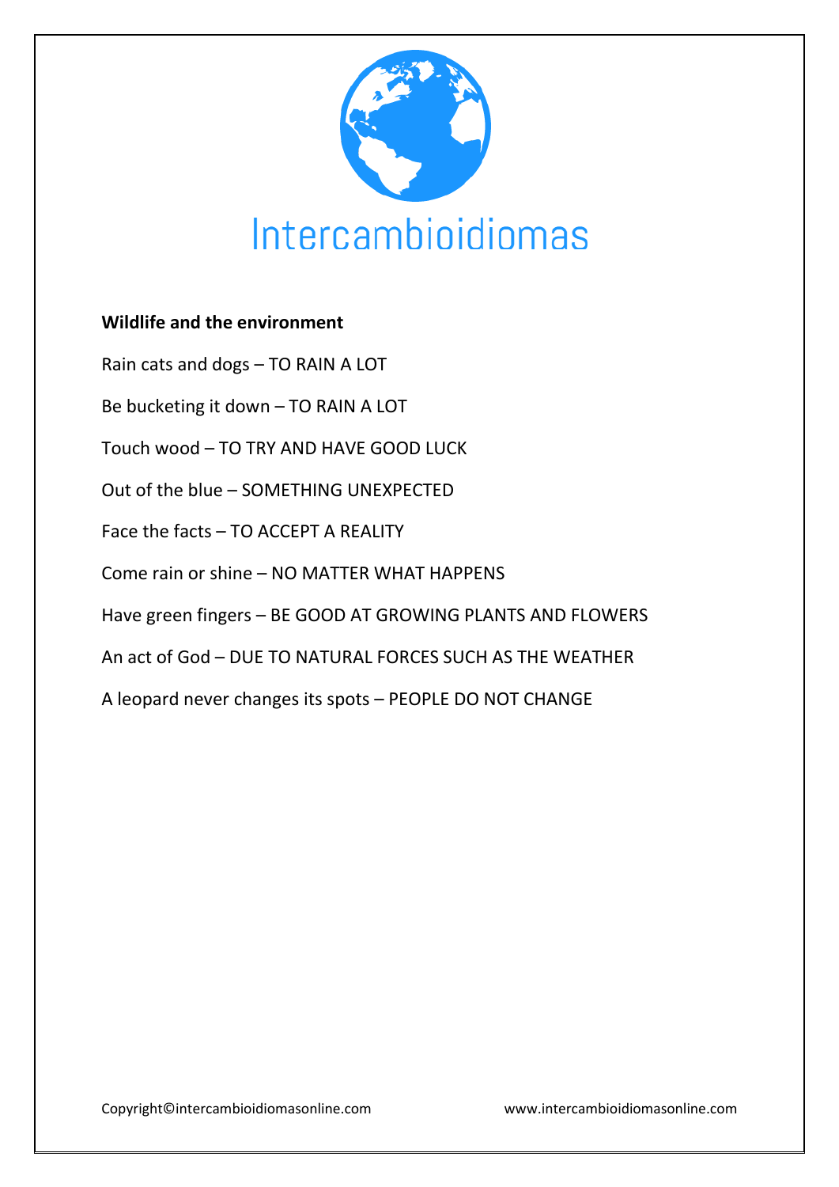Intercambioidiomas

**Wildlife and the environment**

Rain cats and dogs – TO RAIN A LOT

Be bucketing it down – TO RAIN A LOT

Touch wood – TO TRY AND HAVE GOOD LUCK

Out of the blue – SOMETHING UNEXPECTED

Face the facts – TO ACCEPT A REALITY

Come rain or shine – NO MATTER WHAT HAPPENS

Have green fingers – BE GOOD AT GROWING PLANTS AND FLOWERS

An act of God – DUE TO NATURAL FORCES SUCH AS THE WEATHER

A leopard never changes its spots – PEOPLE DO NOT CHANGE

Copyright©intercambioidiomasonline.com www.intercambioidiomasonline.com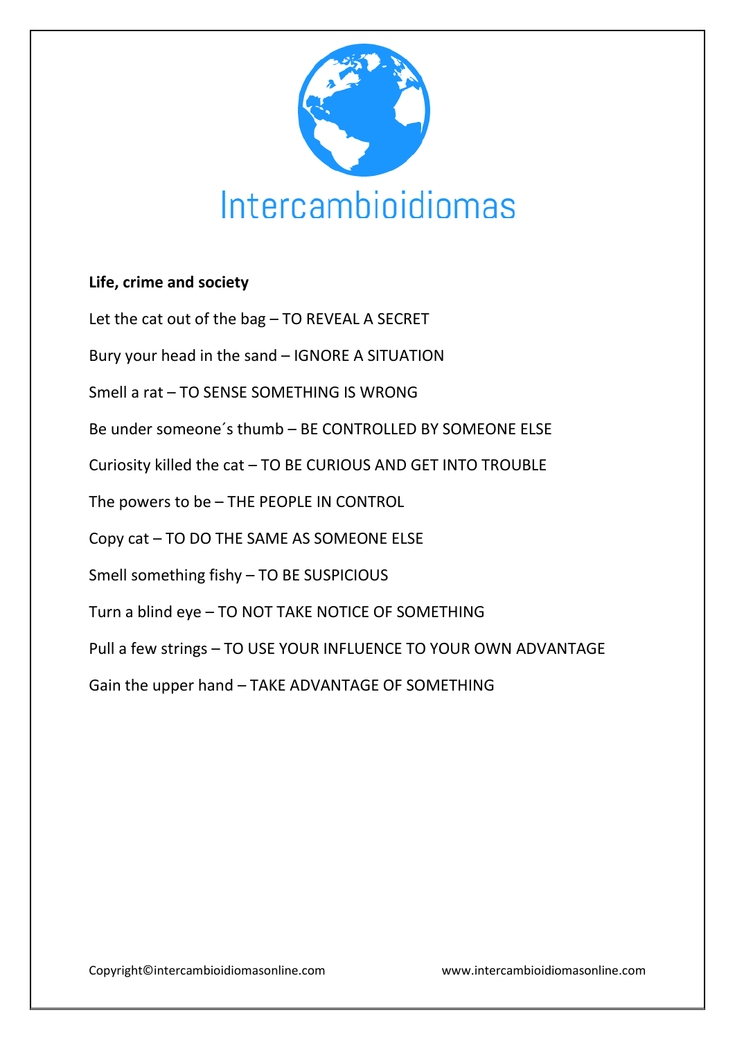Intercambioidiomas

**Life, crime and society**

Let the cat out of the bag – TO REVEAL A SECRET

Bury your head in the sand – IGNORE A SITUATION

Smell a rat – TO SENSE SOMETHING IS WRONG

Be under someone´s thumb – BE CONTROLLED BY SOMEONE ELSE

Curiosity killed the cat – TO BE CURIOUS AND GET INTO TROUBLE

The powers to be – THE PEOPLE IN CONTROL

Copy cat – TO DO THE SAME AS SOMEONE ELSE

Smell something fishy – TO BE SUSPICIOUS

Turn a blind eye – TO NOT TAKE NOTICE OF SOMETHING

Pull a few strings – TO USE YOUR INFLUENCE TO YOUR OWN ADVANTAGE

Gain the upper hand – TAKE ADVANTAGE OF SOMETHING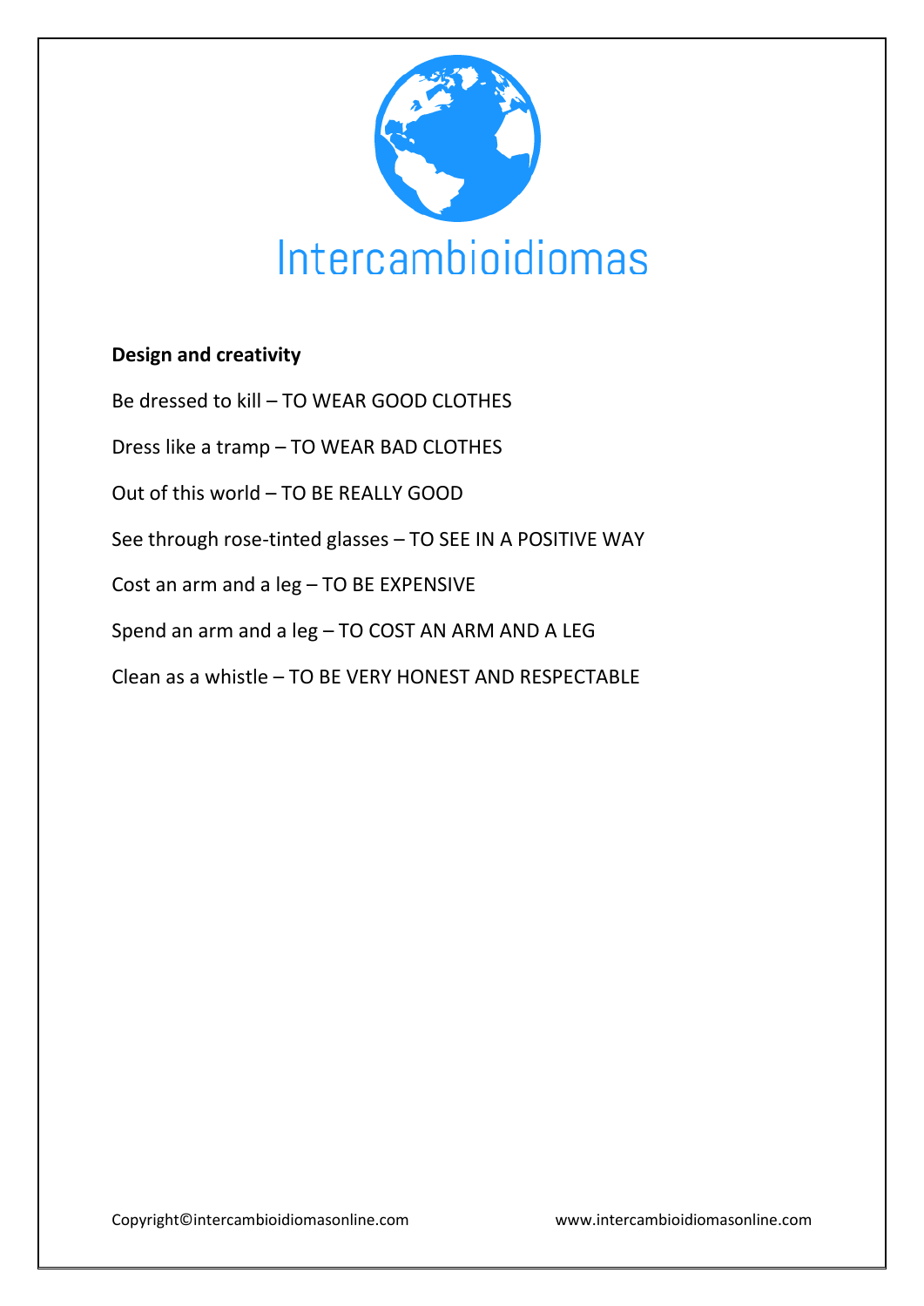Intercambioidiomas

**Design and creativity**

Be dressed to kill – TO WEAR GOOD CLOTHES

Dress like a tramp – TO WEAR BAD CLOTHES

Out of this world – TO BE REALLY GOOD

See through rose-tinted glasses – TO SEE IN A POSITIVE WAY

Cost an arm and a leg – TO BE EXPENSIVE

Spend an arm and a leg – TO COST AN ARM AND A LEG

Clean as a whistle – TO BE VERY HONEST AND RESPECTABLE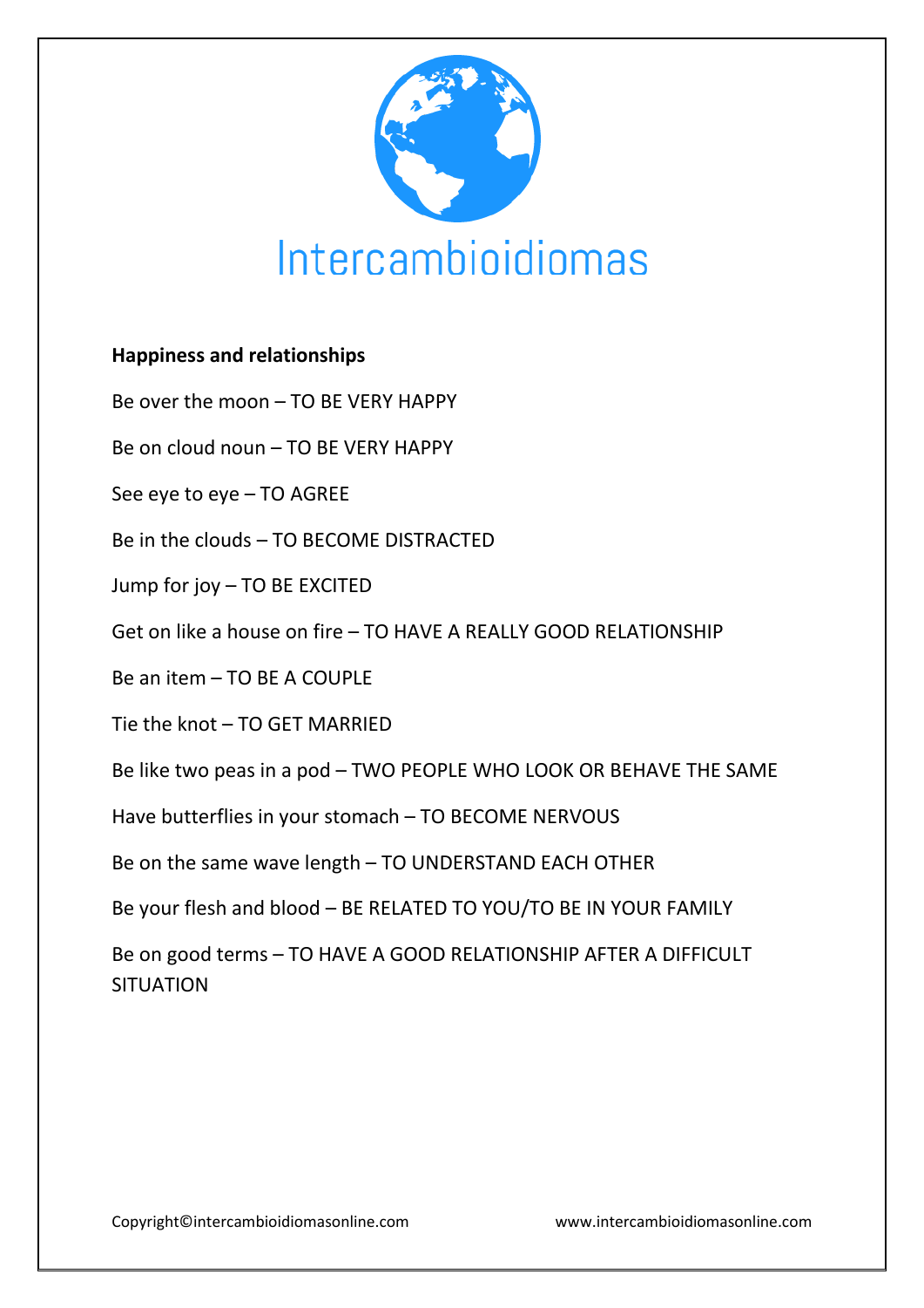Intercambioidiomas

**Happiness and relationships**

Be over the moon – TO BE VERY HAPPY

Be on cloud noun – TO BE VERY HAPPY

See eye to eye – TO AGREE

Be in the clouds – TO BECOME DISTRACTED

Jump for joy – TO BE EXCITED

Get on like a house on fire – TO HAVE A REALLY GOOD RELATIONSHIP

Be an item – TO BE A COUPLE

Tie the knot – TO GET MARRIED

Be like two peas in a pod – TWO PEOPLE WHO LOOK OR BEHAVE THE SAME

Have butterflies in your stomach – TO BECOME NERVOUS

Be on the same wave length – TO UNDERSTAND EACH OTHER

Be your flesh and blood – BE RELATED TO YOU/TO BE IN YOUR FAMILY

Be on good terms – TO HAVE A GOOD RELATIONSHIP AFTER A DIFFICULT SITUATION